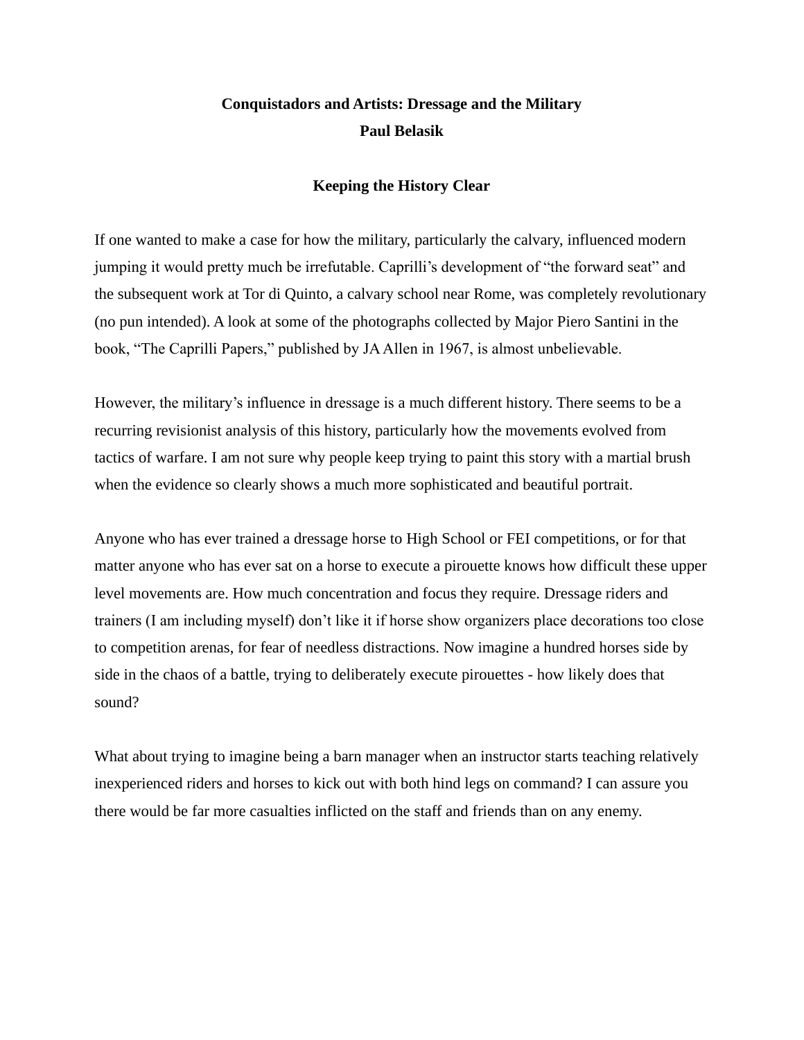# Conquistadors and Artists: Dressage and the Military

**Paul Belasik**

## Keeping the History Clear

If one wanted to make a case for how the military, particularly the calvary, influenced modern jumping it would pretty much be irrefutable. Caprilli's development of "the forward seat" and the subsequent work at Tor di Quinto, a calvary school near Rome, was completely revolutionary (no pun intended). A look at some of the photographs collected by Major Piero Santini in the book, "The Caprilli Papers," published by JA Allen in 1967, is almost unbelievable.

However, the military's influence in dressage is a much different history. There seems to be a recurring revisionist analysis of this history, particularly how the movements evolved from tactics of warfare. I am not sure why people keep trying to paint this story with a martial brush when the evidence so clearly shows a much more sophisticated and beautiful portrait.

Anyone who has ever trained a dressage horse to High School or FEI competitions, or for that matter anyone who has ever sat on a horse to execute a pirouette knows how difficult these upper level movements are. How much concentration and focus they require. Dressage riders and trainers (I am including myself) don't like it if horse show organizers place decorations too close to competition arenas, for fear of needless distractions. Now imagine a hundred horses side by side in the chaos of a battle, trying to deliberately execute pirouettes - how likely does that sound?

What about trying to imagine being a barn manager when an instructor starts teaching relatively inexperienced riders and horses to kick out with both hind legs on command? I can assure you there would be far more casualties inflicted on the staff and friends than on any enemy.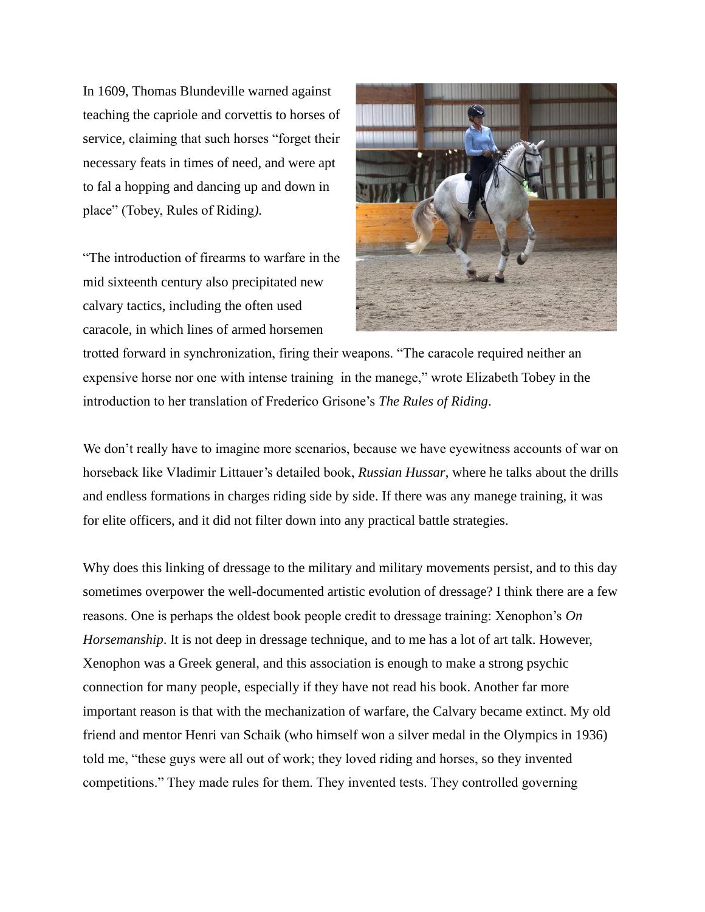In 1609, Thomas Blundeville warned against teaching the capriole and corvettis to horses of service, claiming that such horses "forget their necessary feats in times of need, and were apt to fal a hopping and dancing up and down in place" (Tobey, Rules of Riding*).*

"The introduction of firearms to warfare in the mid sixteenth century also precipitated new calvary tactics, including the often used caracole, in which lines of armed horsemen trotted forward in synchronization, firing their weapons. "The caracole required neither an expensive horse nor one with intense training in the manege," wrote Elizabeth Tobey in the introduction to her translation of Frederico Grisone's *The Rules of Riding*.

We don't really have to imagine more scenarios, because we have eyewitness accounts of war on horseback like Vladimir Littauer's detailed book, *Russian Hussar*, where he talks about the drills and endless formations in charges riding side by side. If there was any manege training, it was for elite officers, and it did not filter down into any practical battle strategies.

Why does this linking of dressage to the military and military movements persist, and to this day sometimes overpower the well-documented artistic evolution of dressage? I think there are a few reasons. One is perhaps the oldest book people credit to dressage training: Xenophon's *On Horsemanship*. It is not deep in dressage technique, and to me has a lot of art talk. However, Xenophon was a Greek general, and this association is enough to make a strong psychic connection for many people, especially if they have not read his book. Another far more important reason is that with the mechanization of warfare, the Calvary became extinct. My old friend and mentor Henri van Schaik (who himself won a silver medal in the Olympics in 1936) told me, "these guys were all out of work; they loved riding and horses, so they invented competitions." They made rules for them. They invented tests. They controlled governing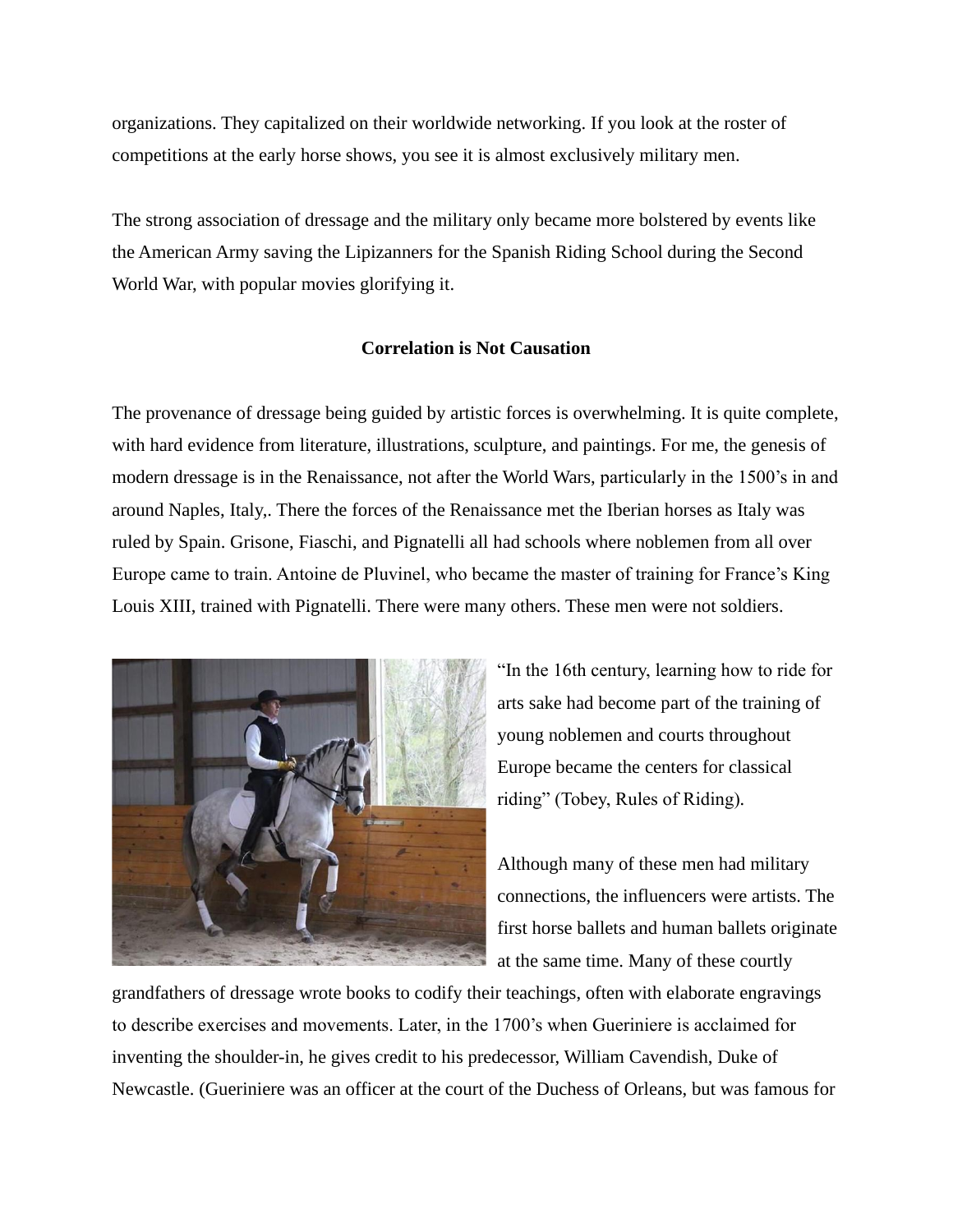organizations. They capitalized on their worldwide networking. If you look at the roster of competitions at the early horse shows, you see it is almost exclusively military men.

The strong association of dressage and the military only became more bolstered by events like the American Army saving the Lipizanners for the Spanish Riding School during the Second World War, with popular movies glorifying it.

## Correlation is Not Causation

The provenance of dressage being guided by artistic forces is overwhelming. It is quite complete, with hard evidence from literature, illustrations, sculpture, and paintings. For me, the genesis of modern dressage is in the Renaissance, not after the World Wars, particularly in the 1500's in and around Naples, Italy,. There the forces of the Renaissance met the Iberian horses as Italy was ruled by Spain. Grisone, Fiaschi, and Pignatelli all had schools where noblemen from all over Europe came to train. Antoine de Pluvinel, who became the master of training for France's King Louis XIII, trained with Pignatelli. There were many others. These men were not soldiers.

"In the 16th century, learning how to ride for arts sake had become part of the training of young noblemen and courts throughout Europe became the centers for classical riding" (Tobey, Rules of Riding).

Although many of these men had military connections, the influencers were artists. The first horse ballets and human ballets originate at the same time. Many of these courtly grandfathers of dressage wrote books to codify their teachings, often with elaborate engravings to describe exercises and movements. Later, in the 1700's when Gueriniere is acclaimed for inventing the shoulder-in, he gives credit to his predecessor, William Cavendish, Duke of Newcastle. (Gueriniere was an officer at the court of the Duchess of Orleans, but was famous for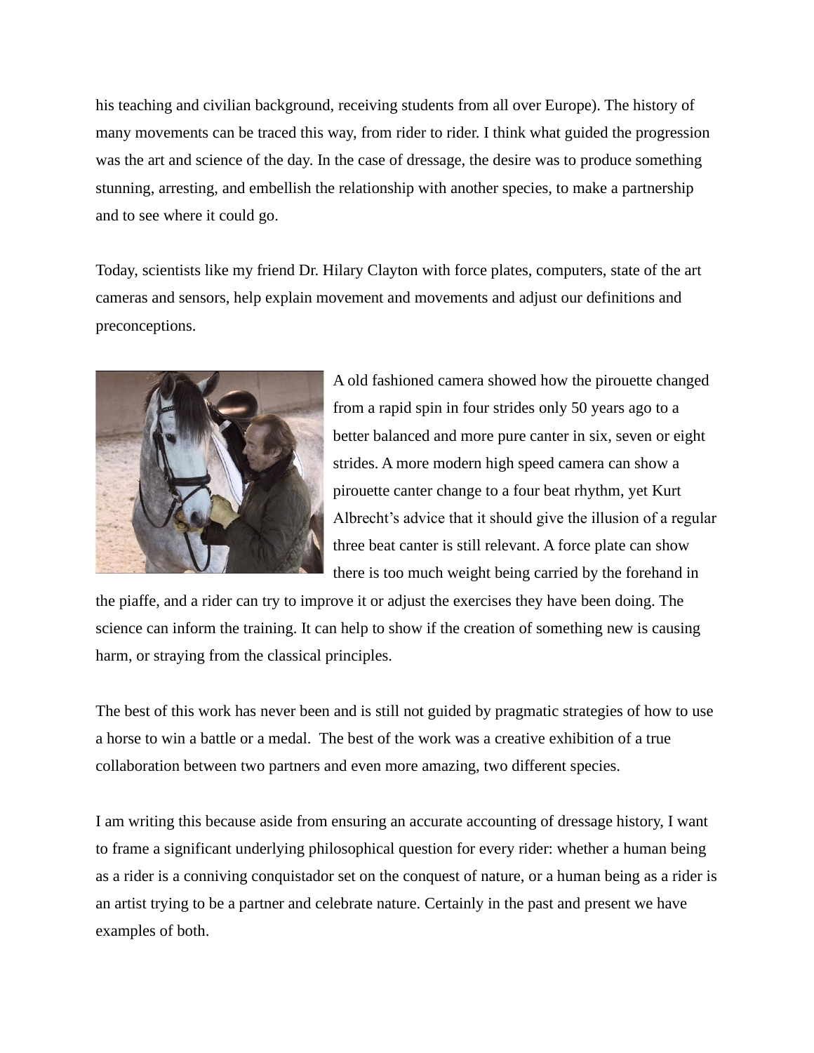his teaching and civilian background, receiving students from all over Europe). The history of many movements can be traced this way, from rider to rider. I think what guided the progression was the art and science of the day. In the case of dressage, the desire was to produce something stunning, arresting, and embellish the relationship with another species, to make a partnership and to see where it could go.

Today, scientists like my friend Dr. Hilary Clayton with force plates, computers, state of the art cameras and sensors, help explain movement and movements and adjust our definitions and preconceptions.

A old fashioned camera showed how the pirouette changed from a rapid spin in four strides only 50 years ago to a better balanced and more pure canter in six, seven or eight strides. A more modern high speed camera can show a pirouette canter change to a four beat rhythm, yet Kurt Albrecht's advice that it should give the illusion of a regular three beat canter is still relevant. A force plate can show there is too much weight being carried by the forehand in the piaffe, and a rider can try to improve it or adjust the exercises they have been doing. The science can inform the training. It can help to show if the creation of something new is causing harm, or straying from the classical principles.

The best of this work has never been and is still not guided by pragmatic strategies of how to use a horse to win a battle or a medal. The best of the work was a creative exhibition of a true collaboration between two partners and even more amazing, two different species.

I am writing this because aside from ensuring an accurate accounting of dressage history, I want to frame a significant underlying philosophical question for every rider: whether a human being as a rider is a conniving conquistador set on the conquest of nature, or a human being as a rider is an artist trying to be a partner and celebrate nature. Certainly in the past and present we have examples of both.